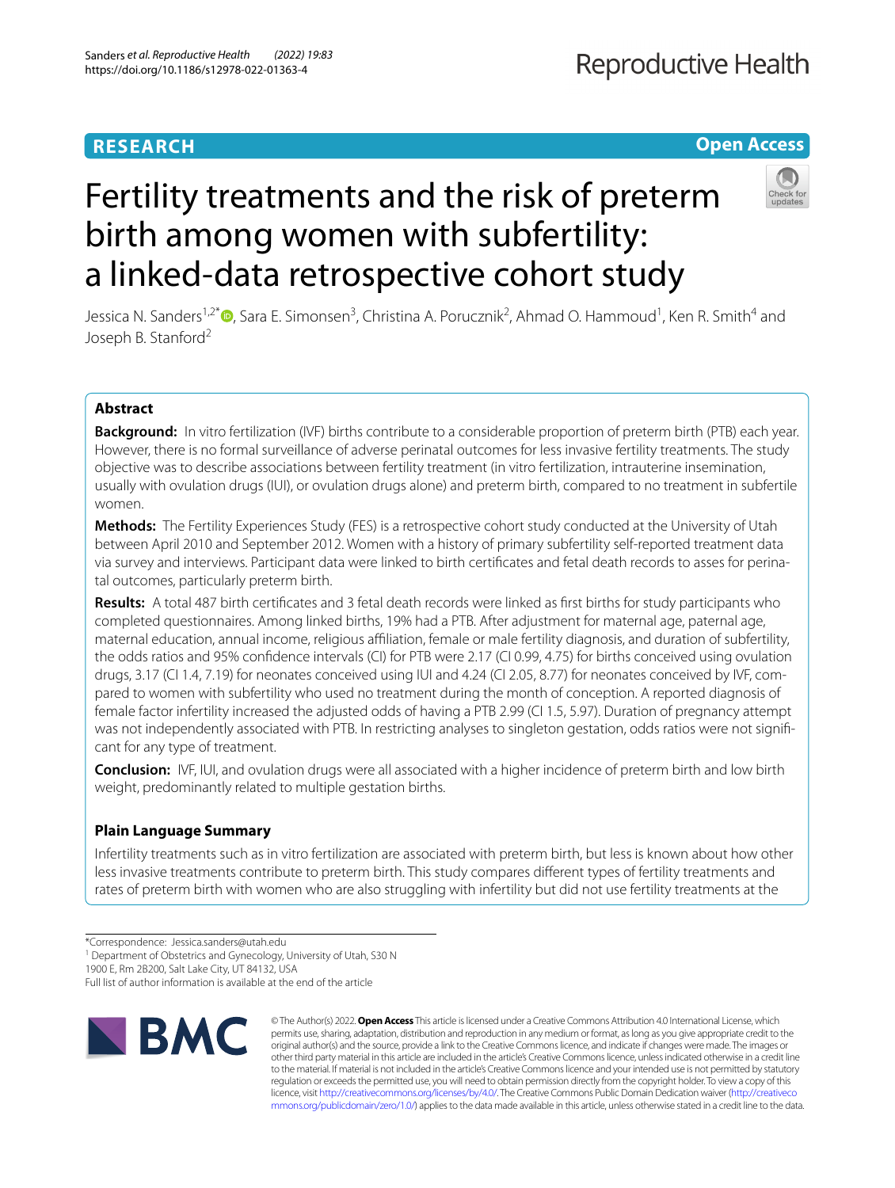RESEARCH

Open Access

# Fertility treatments and the risk of preterm birth among women with subfertility: a linked-data retrospective cohort study

Jessica N. Sanders[1,2*], Sara E. Simonsen[3], Christina A. Porucznik[2], Ahmad O. Hammoud[1], Ken R. Smith[4] and Joseph B. Stanford[2]

## Abstract

**Background:** In vitro fertilization (IVF) births contribute to a considerable proportion of preterm birth (PTB) each year. However, there is no formal surveillance of adverse perinatal outcomes for less invasive fertility treatments. The study objective was to describe associations between fertility treatment (in vitro fertilization, intrauterine insemination, usually with ovulation drugs (IUI), or ovulation drugs alone) and preterm birth, compared to no treatment in subfertile women.

**Methods:** The Fertility Experiences Study (FES) is a retrospective cohort study conducted at the University of Utah between April 2010 and September 2012. Women with a history of primary subfertility self-reported treatment data via survey and interviews. Participant data were linked to birth certificates and fetal death records to asses for perinatal outcomes, particularly preterm birth.

**Results:** A total 487 birth certificates and 3 fetal death records were linked as first births for study participants who completed questionnaires. Among linked births, 19% had a PTB. After adjustment for maternal age, paternal age, maternal education, annual income, religious affiliation, female or male fertility diagnosis, and duration of subfertility, the odds ratios and 95% confidence intervals (CI) for PTB were 2.17 (CI 0.99, 4.75) for births conceived using ovulation drugs, 3.17 (CI 1.4, 7.19) for neonates conceived using IUI and 4.24 (CI 2.05, 8.77) for neonates conceived by IVF, compared to women with subfertility who used no treatment during the month of conception. A reported diagnosis of female factor infertility increased the adjusted odds of having a PTB 2.99 (CI 1.5, 5.97). Duration of pregnancy attempt was not independently associated with PTB. In restricting analyses to singleton gestation, odds ratios were not significant for any type of treatment.

**Conclusion:** IVF, IUI, and ovulation drugs were all associated with a higher incidence of preterm birth and low birth weight, predominantly related to multiple gestation births.

### Plain Language Summary

Infertility treatments such as in vitro fertilization are associated with preterm birth, but less is known about how other less invasive treatments contribute to preterm birth. This study compares different types of fertility treatments and rates of preterm birth with women who are also struggling with infertility but did not use fertility treatments at the

*Correspondence: Jessica.sanders@utah.edu

[1] Department of Obstetrics and Gynecology, University of Utah, 530 N 1900 E, Rm 2B200, Salt Lake City, UT 84132, USA

Full list of author information is available at the end of the article

© The Author(s) 2022. **Open Access** This article is licensed under a Creative Commons Attribution 4.0 International License, which permits use, sharing, adaptation, distribution and reproduction in any medium or format, as long as you give appropriate credit to the original author(s) and the source, provide a link to the Creative Commons licence, and indicate if changes were made. The images or other third party material in this article are included in the article's Creative Commons licence, unless indicated otherwise in a credit line to the material. If material is not included in the article's Creative Commons licence and your intended use is not permitted by statutory regulation or exceeds the permitted use, you will need to obtain permission directly from the copyright holder. To view a copy of this licence, visit http://creativecommons.org/licenses/by/4.0/. The Creative Commons Public Domain Dedication waiver (http://creativecommons.org/publicdomain/zero/1.0/) applies to the data made available in this article, unless otherwise stated in a credit line to the data.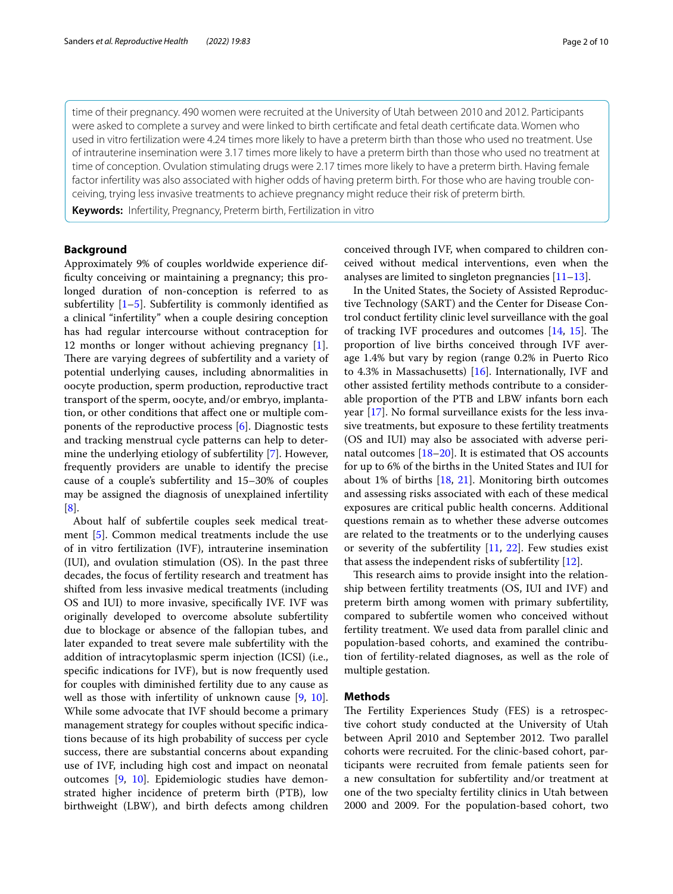time of their pregnancy. 490 women were recruited at the University of Utah between 2010 and 2012. Participants were asked to complete a survey and were linked to birth certificate and fetal death certificate data. Women who used in vitro fertilization were 4.24 times more likely to have a preterm birth than those who used no treatment. Use of intrauterine insemination were 3.17 times more likely to have a preterm birth than those who used no treatment at time of conception. Ovulation stimulating drugs were 2.17 times more likely to have a preterm birth. Having female factor infertility was also associated with higher odds of having preterm birth. For those who are having trouble conceiving, trying less invasive treatments to achieve pregnancy might reduce their risk of preterm birth.

**Keywords:** Infertility, Pregnancy, Preterm birth, Fertilization in vitro

## Background

Approximately 9% of couples worldwide experience difficulty conceiving or maintaining a pregnancy; this prolonged duration of non-conception is referred to as subfertility [1–5]. Subfertility is commonly identified as a clinical "infertility" when a couple desiring conception has had regular intercourse without contraception for 12 months or longer without achieving pregnancy [1]. There are varying degrees of subfertility and a variety of potential underlying causes, including abnormalities in oocyte production, sperm production, reproductive tract transport of the sperm, oocyte, and/or embryo, implantation, or other conditions that affect one or multiple components of the reproductive process [6]. Diagnostic tests and tracking menstrual cycle patterns can help to determine the underlying etiology of subfertility [7]. However, frequently providers are unable to identify the precise cause of a couple's subfertility and 15–30% of couples may be assigned the diagnosis of unexplained infertility [8].

About half of subfertile couples seek medical treatment [5]. Common medical treatments include the use of in vitro fertilization (IVF), intrauterine insemination (IUI), and ovulation stimulation (OS). In the past three decades, the focus of fertility research and treatment has shifted from less invasive medical treatments (including OS and IUI) to more invasive, specifically IVF. IVF was originally developed to overcome absolute subfertility due to blockage or absence of the fallopian tubes, and later expanded to treat severe male subfertility with the addition of intracytoplasmic sperm injection (ICSI) (i.e., specific indications for IVF), but is now frequently used for couples with diminished fertility due to any cause as well as those with infertility of unknown cause [9, 10]. While some advocate that IVF should become a primary management strategy for couples without specific indications because of its high probability of success per cycle success, there are substantial concerns about expanding use of IVF, including high cost and impact on neonatal outcomes [9, 10]. Epidemiologic studies have demonstrated higher incidence of preterm birth (PTB), low birthweight (LBW), and birth defects among children conceived through IVF, when compared to children conceived without medical interventions, even when the analyses are limited to singleton pregnancies [11–13].

In the United States, the Society of Assisted Reproductive Technology (SART) and the Center for Disease Control conduct fertility clinic level surveillance with the goal of tracking IVF procedures and outcomes [14, 15]. The proportion of live births conceived through IVF average 1.4% but vary by region (range 0.2% in Puerto Rico to 4.3% in Massachusetts) [16]. Internationally, IVF and other assisted fertility methods contribute to a considerable proportion of the PTB and LBW infants born each year [17]. No formal surveillance exists for the less invasive treatments, but exposure to these fertility treatments (OS and IUI) may also be associated with adverse perinatal outcomes [18–20]. It is estimated that OS accounts for up to 6% of the births in the United States and IUI for about 1% of births [18, 21]. Monitoring birth outcomes and assessing risks associated with each of these medical exposures are critical public health concerns. Additional questions remain as to whether these adverse outcomes are related to the treatments or to the underlying causes or severity of the subfertility [11, 22]. Few studies exist that assess the independent risks of subfertility [12].

This research aims to provide insight into the relationship between fertility treatments (OS, IUI and IVF) and preterm birth among women with primary subfertility, compared to subfertile women who conceived without fertility treatment. We used data from parallel clinic and population-based cohorts, and examined the contribution of fertility-related diagnoses, as well as the role of multiple gestation.

## Methods

The Fertility Experiences Study (FES) is a retrospective cohort study conducted at the University of Utah between April 2010 and September 2012. Two parallel cohorts were recruited. For the clinic-based cohort, participants were recruited from female patients seen for a new consultation for subfertility and/or treatment at one of the two specialty fertility clinics in Utah between 2000 and 2009. For the population-based cohort, two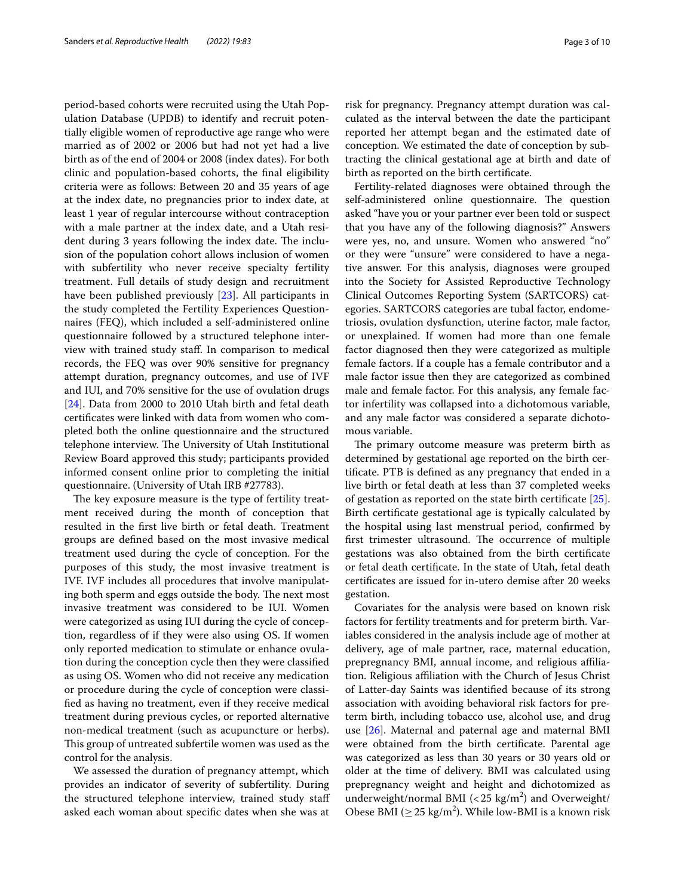period-based cohorts were recruited using the Utah Population Database (UPDB) to identify and recruit potentially eligible women of reproductive age range who were married as of 2002 or 2006 but had not yet had a live birth as of the end of 2004 or 2008 (index dates). For both clinic and population-based cohorts, the final eligibility criteria were as follows: Between 20 and 35 years of age at the index date, no pregnancies prior to index date, at least 1 year of regular intercourse without contraception with a male partner at the index date, and a Utah resident during 3 years following the index date. The inclusion of the population cohort allows inclusion of women with subfertility who never receive specialty fertility treatment. Full details of study design and recruitment have been published previously [23]. All participants in the study completed the Fertility Experiences Questionnaires (FEQ), which included a self-administered online questionnaire followed by a structured telephone interview with trained study staff. In comparison to medical records, the FEQ was over 90% sensitive for pregnancy attempt duration, pregnancy outcomes, and use of IVF and IUI, and 70% sensitive for the use of ovulation drugs [24]. Data from 2000 to 2010 Utah birth and fetal death certificates were linked with data from women who completed both the online questionnaire and the structured telephone interview. The University of Utah Institutional Review Board approved this study; participants provided informed consent online prior to completing the initial questionnaire. (University of Utah IRB #27783).

The key exposure measure is the type of fertility treatment received during the month of conception that resulted in the first live birth or fetal death. Treatment groups are defined based on the most invasive medical treatment used during the cycle of conception. For the purposes of this study, the most invasive treatment is IVF. IVF includes all procedures that involve manipulating both sperm and eggs outside the body. The next most invasive treatment was considered to be IUI. Women were categorized as using IUI during the cycle of conception, regardless of if they were also using OS. If women only reported medication to stimulate or enhance ovulation during the conception cycle then they were classified as using OS. Women who did not receive any medication or procedure during the cycle of conception were classified as having no treatment, even if they receive medical treatment during previous cycles, or reported alternative non-medical treatment (such as acupuncture or herbs). This group of untreated subfertile women was used as the control for the analysis.

We assessed the duration of pregnancy attempt, which provides an indicator of severity of subfertility. During the structured telephone interview, trained study staff asked each woman about specific dates when she was at risk for pregnancy. Pregnancy attempt duration was calculated as the interval between the date the participant reported her attempt began and the estimated date of conception. We estimated the date of conception by subtracting the clinical gestational age at birth and date of birth as reported on the birth certificate.

Fertility-related diagnoses were obtained through the self-administered online questionnaire. The question asked "have you or your partner ever been told or suspect that you have any of the following diagnosis?" Answers were yes, no, and unsure. Women who answered "no" or they were "unsure" were considered to have a negative answer. For this analysis, diagnoses were grouped into the Society for Assisted Reproductive Technology Clinical Outcomes Reporting System (SARTCORS) categories. SARTCORS categories are tubal factor, endometriosis, ovulation dysfunction, uterine factor, male factor, or unexplained. If women had more than one female factor diagnosed then they were categorized as multiple female factors. If a couple has a female contributor and a male factor issue then they are categorized as combined male and female factor. For this analysis, any female factor infertility was collapsed into a dichotomous variable, and any male factor was considered a separate dichotomous variable.

The primary outcome measure was preterm birth as determined by gestational age reported on the birth certificate. PTB is defined as any pregnancy that ended in a live birth or fetal death at less than 37 completed weeks of gestation as reported on the state birth certificate [25]. Birth certificate gestational age is typically calculated by the hospital using last menstrual period, confirmed by first trimester ultrasound. The occurrence of multiple gestations was also obtained from the birth certificate or fetal death certificate. In the state of Utah, fetal death certificates are issued for in-utero demise after 20 weeks gestation.

Covariates for the analysis were based on known risk factors for fertility treatments and for preterm birth. Variables considered in the analysis include age of mother at delivery, age of male partner, race, maternal education, prepregnancy BMI, annual income, and religious affiliation. Religious affiliation with the Church of Jesus Christ of Latter-day Saints was identified because of its strong association with avoiding behavioral risk factors for preterm birth, including tobacco use, alcohol use, and drug use [26]. Maternal and paternal age and maternal BMI were obtained from the birth certificate. Parental age was categorized as less than 30 years or 30 years old or older at the time of delivery. BMI was calculated using prepregnancy weight and height and dichotomized as underweight/normal BMI ($<25$ kg/m$^2$) and Overweight/Obese BMI ($\geq 25$ kg/m$^2$). While low-BMI is a known risk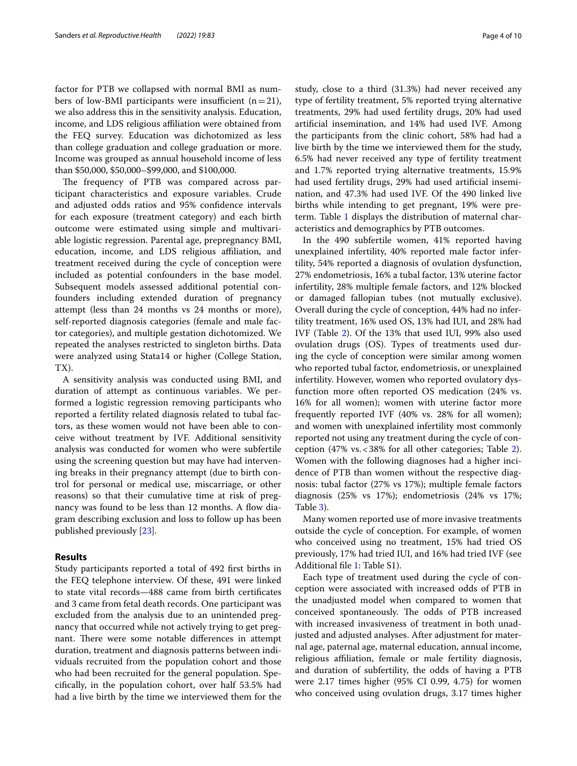factor for PTB we collapsed with normal BMI as numbers of low-BMI participants were insufficient (n = 21), we also address this in the sensitivity analysis. Education, income, and LDS religious affiliation were obtained from the FEQ survey. Education was dichotomized as less than college graduation and college graduation or more. Income was grouped as annual household income of less than \$50,000, \$50,000–\$99,000, and \$100,000.

The frequency of PTB was compared across participant characteristics and exposure variables. Crude and adjusted odds ratios and 95% confidence intervals for each exposure (treatment category) and each birth outcome were estimated using simple and multivariable logistic regression. Parental age, prepregnancy BMI, education, income, and LDS religious affiliation, and treatment received during the cycle of conception were included as potential confounders in the base model. Subsequent models assessed additional potential confounders including extended duration of pregnancy attempt (less than 24 months vs 24 months or more), self-reported diagnosis categories (female and male factor categories), and multiple gestation dichotomized. We repeated the analyses restricted to singleton births. Data were analyzed using Stata14 or higher (College Station, TX).

A sensitivity analysis was conducted using BMI, and duration of attempt as continuous variables. We performed a logistic regression removing participants who reported a fertility related diagnosis related to tubal factors, as these women would not have been able to conceive without treatment by IVF. Additional sensitivity analysis was conducted for women who were subfertile using the screening question but may have had intervening breaks in their pregnancy attempt (due to birth control for personal or medical use, miscarriage, or other reasons) so that their cumulative time at risk of pregnancy was found to be less than 12 months. A flow diagram describing exclusion and loss to follow up has been published previously [23].

## Results

Study participants reported a total of 492 first births in the FEQ telephone interview. Of these, 491 were linked to state vital records—488 came from birth certificates and 3 came from fetal death records. One participant was excluded from the analysis due to an unintended pregnancy that occurred while not actively trying to get pregnant. There were some notable differences in attempt duration, treatment and diagnosis patterns between individuals recruited from the population cohort and those who had been recruited for the general population. Specifically, in the population cohort, over half 53.5% had had a live birth by the time we interviewed them for the study, close to a third (31.3%) had never received any type of fertility treatment, 5% reported trying alternative treatments, 29% had used fertility drugs, 20% had used artificial insemination, and 14% had used IVF. Among the participants from the clinic cohort, 58% had had a live birth by the time we interviewed them for the study, 6.5% had never received any type of fertility treatment and 1.7% reported trying alternative treatments, 15.9% had used fertility drugs, 29% had used artificial insemination, and 47.3% had used IVF. Of the 490 linked live births while intending to get pregnant, 19% were preterm. Table 1 displays the distribution of maternal characteristics and demographics by PTB outcomes.

In the 490 subfertile women, 41% reported having unexplained infertility, 40% reported male factor infertility, 54% reported a diagnosis of ovulation dysfunction, 27% endometriosis, 16% a tubal factor, 13% uterine factor infertility, 28% multiple female factors, and 12% blocked or damaged fallopian tubes (not mutually exclusive). Overall during the cycle of conception, 44% had no infertility treatment, 16% used OS, 13% had IUI, and 28% had IVF (Table 2). Of the 13% that used IUI, 99% also used ovulation drugs (OS). Types of treatments used during the cycle of conception were similar among women who reported tubal factor, endometriosis, or unexplained infertility. However, women who reported ovulatory dysfunction more often reported OS medication (24% vs. 16% for all women); women with uterine factor more frequently reported IVF (40% vs. 28% for all women); and women with unexplained infertility most commonly reported not using any treatment during the cycle of conception (47% vs. < 38% for all other categories; Table 2). Women with the following diagnoses had a higher incidence of PTB than women without the respective diagnosis: tubal factor (27% vs 17%); multiple female factors diagnosis (25% vs 17%); endometriosis (24% vs 17%; Table 3).

Many women reported use of more invasive treatments outside the cycle of conception. For example, of women who conceived using no treatment, 15% had tried OS previously, 17% had tried IUI, and 16% had tried IVF (see Additional file 1: Table S1).

Each type of treatment used during the cycle of conception were associated with increased odds of PTB in the unadjusted model when compared to women that conceived spontaneously. The odds of PTB increased with increased invasiveness of treatment in both unadjusted and adjusted analyses. After adjustment for maternal age, paternal age, maternal education, annual income, religious affiliation, female or male fertility diagnosis, and duration of subfertility, the odds of having a PTB were 2.17 times higher (95% CI 0.99, 4.75) for women who conceived using ovulation drugs, 3.17 times higher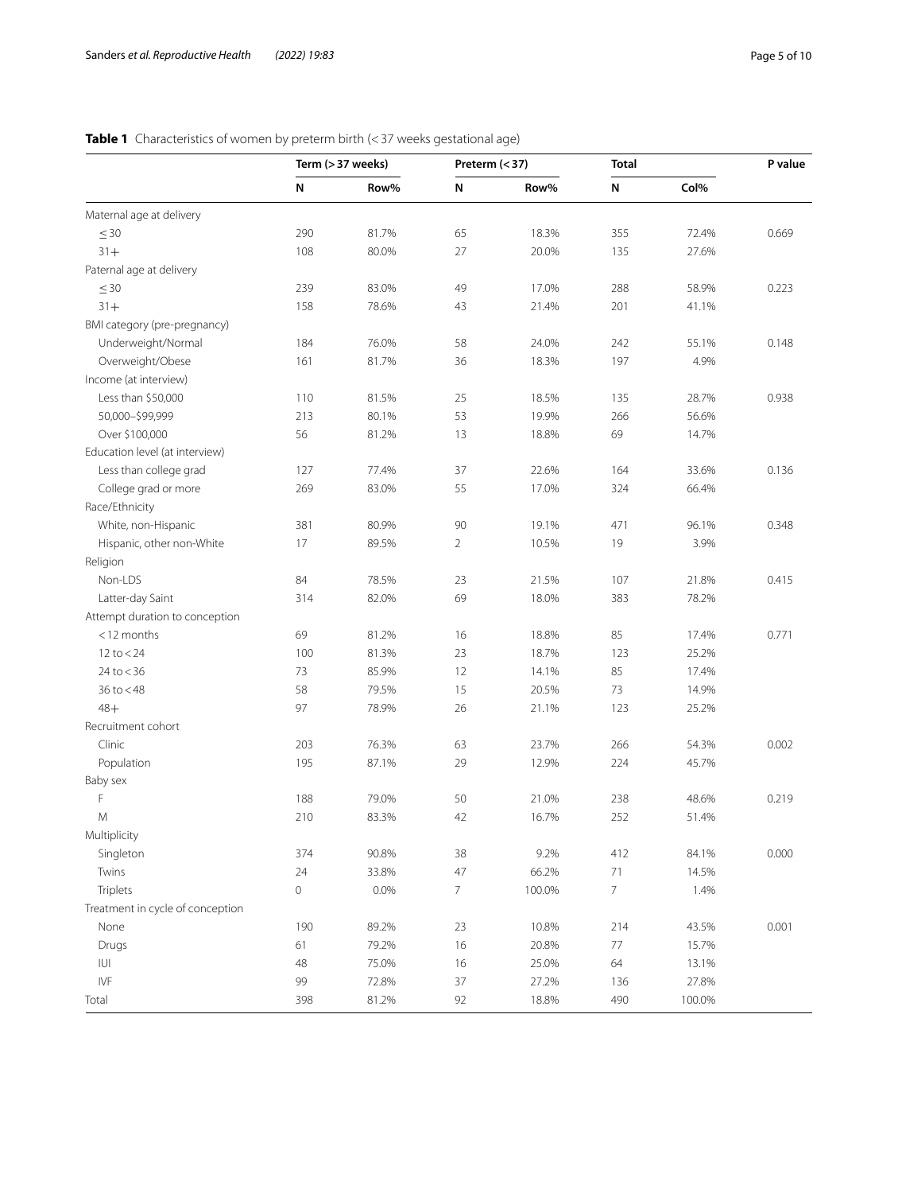**Table 1** Characteristics of women by preterm birth (< 37 weeks gestational age)

| | Term (> 37 weeks) | | Preterm (< 37) | | Total | | P value |
|---|---|---|---|---|---|---|---|
| | N | Row% | N | Row% | N | Col% | |
| Maternal age at delivery | | | | | | | |
| ≤ 30 | 290 | 81.7% | 65 | 18.3% | 355 | 72.4% | 0.669 |
| 31+ | 108 | 80.0% | 27 | 20.0% | 135 | 27.6% | |
| Paternal age at delivery | | | | | | | |
| ≤ 30 | 239 | 83.0% | 49 | 17.0% | 288 | 58.9% | 0.223 |
| 31+ | 158 | 78.6% | 43 | 21.4% | 201 | 41.1% | |
| BMI category (pre-pregnancy) | | | | | | | |
| Underweight/Normal | 184 | 76.0% | 58 | 24.0% | 242 | 55.1% | 0.148 |
| Overweight/Obese | 161 | 81.7% | 36 | 18.3% | 197 | 4.9% | |
| Income (at interview) | | | | | | | |
| Less than $50,000 | 110 | 81.5% | 25 | 18.5% | 135 | 28.7% | 0.938 |
| 50,000–$99,999 | 213 | 80.1% | 53 | 19.9% | 266 | 56.6% | |
| Over $100,000 | 56 | 81.2% | 13 | 18.8% | 69 | 14.7% | |
| Education level (at interview) | | | | | | | |
| Less than college grad | 127 | 77.4% | 37 | 22.6% | 164 | 33.6% | 0.136 |
| College grad or more | 269 | 83.0% | 55 | 17.0% | 324 | 66.4% | |
| Race/Ethnicity | | | | | | | |
| White, non-Hispanic | 381 | 80.9% | 90 | 19.1% | 471 | 96.1% | 0.348 |
| Hispanic, other non-White | 17 | 89.5% | 2 | 10.5% | 19 | 3.9% | |
| Religion | | | | | | | |
| Non-LDS | 84 | 78.5% | 23 | 21.5% | 107 | 21.8% | 0.415 |
| Latter-day Saint | 314 | 82.0% | 69 | 18.0% | 383 | 78.2% | |
| Attempt duration to conception | | | | | | | |
| < 12 months | 69 | 81.2% | 16 | 18.8% | 85 | 17.4% | 0.771 |
| 12 to < 24 | 100 | 81.3% | 23 | 18.7% | 123 | 25.2% | |
| 24 to < 36 | 73 | 85.9% | 12 | 14.1% | 85 | 17.4% | |
| 36 to < 48 | 58 | 79.5% | 15 | 20.5% | 73 | 14.9% | |
| 48+ | 97 | 78.9% | 26 | 21.1% | 123 | 25.2% | |
| Recruitment cohort | | | | | | | |
| Clinic | 203 | 76.3% | 63 | 23.7% | 266 | 54.3% | 0.002 |
| Population | 195 | 87.1% | 29 | 12.9% | 224 | 45.7% | |
| Baby sex | | | | | | | |
| F | 188 | 79.0% | 50 | 21.0% | 238 | 48.6% | 0.219 |
| M | 210 | 83.3% | 42 | 16.7% | 252 | 51.4% | |
| Multiplicity | | | | | | | |
| Singleton | 374 | 90.8% | 38 | 9.2% | 412 | 84.1% | 0.000 |
| Twins | 24 | 33.8% | 47 | 66.2% | 71 | 14.5% | |
| Triplets | 0 | 0.0% | 7 | 100.0% | 7 | 1.4% | |
| Treatment in cycle of conception | | | | | | | |
| None | 190 | 89.2% | 23 | 10.8% | 214 | 43.5% | 0.001 |
| Drugs | 61 | 79.2% | 16 | 20.8% | 77 | 15.7% | |
| IUI | 48 | 75.0% | 16 | 25.0% | 64 | 13.1% | |
| IVF | 99 | 72.8% | 37 | 27.2% | 136 | 27.8% | |
| Total | 398 | 81.2% | 92 | 18.8% | 490 | 100.0% | |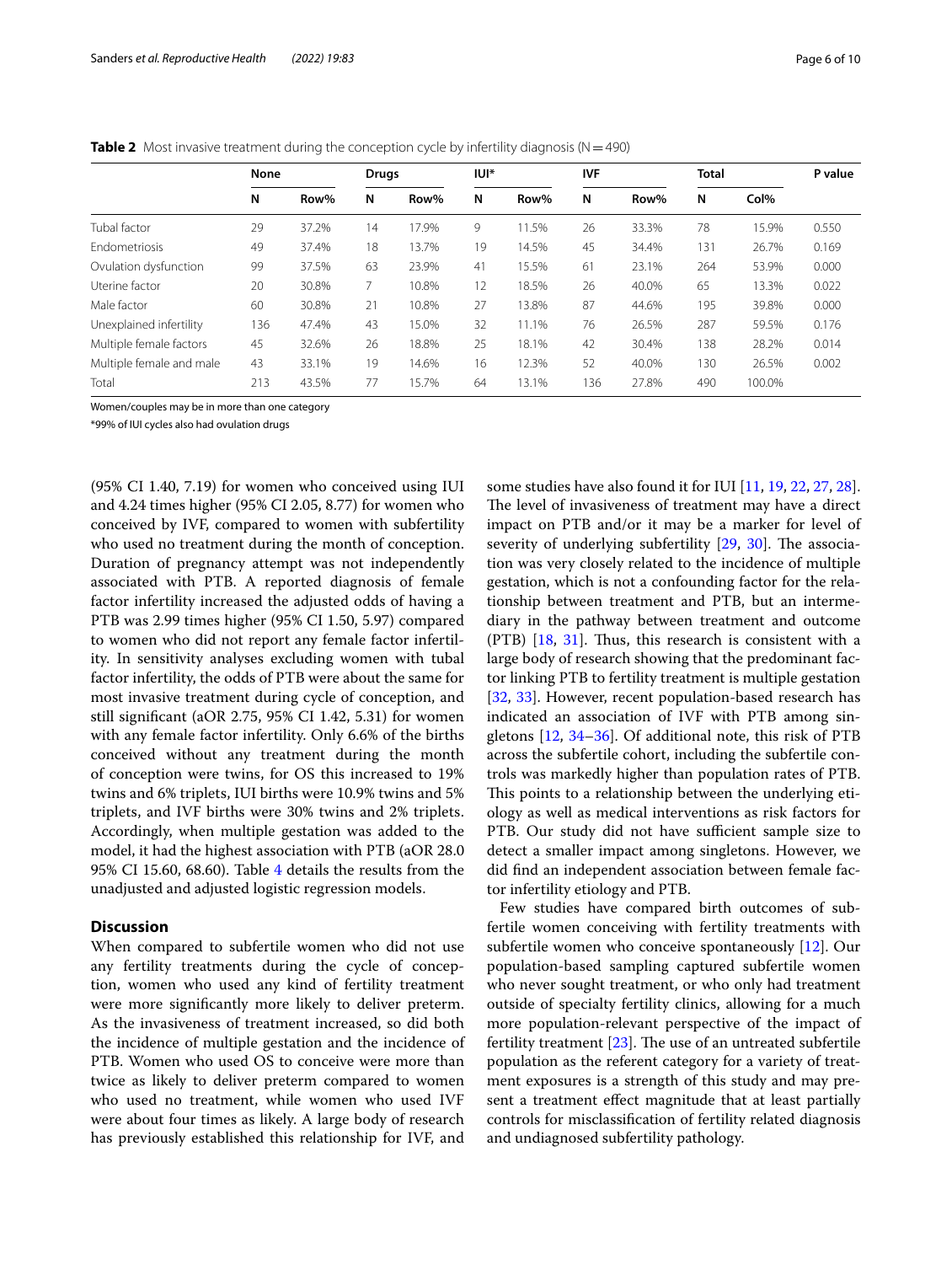**Table 2** Most invasive treatment during the conception cycle by infertility diagnosis (N = 490)

| | None | | Drugs | | IUI* | | IVF | | Total | | P value |
|---|---|---|---|---|---|---|---|---|---|---|---|
| | N | Row% | N | Row% | N | Row% | N | Row% | N | Col% | |
| Tubal factor | 29 | 37.2% | 14 | 17.9% | 9 | 11.5% | 26 | 33.3% | 78 | 15.9% | 0.550 |
| Endometriosis | 49 | 37.4% | 18 | 13.7% | 19 | 14.5% | 45 | 34.4% | 131 | 26.7% | 0.169 |
| Ovulation dysfunction | 99 | 37.5% | 63 | 23.9% | 41 | 15.5% | 61 | 23.1% | 264 | 53.9% | 0.000 |
| Uterine factor | 20 | 30.8% | 7 | 10.8% | 12 | 18.5% | 26 | 40.0% | 65 | 13.3% | 0.022 |
| Male factor | 60 | 30.8% | 21 | 10.8% | 27 | 13.8% | 87 | 44.6% | 195 | 39.8% | 0.000 |
| Unexplained infertility | 136 | 47.4% | 43 | 15.0% | 32 | 11.1% | 76 | 26.5% | 287 | 59.5% | 0.176 |
| Multiple female factors | 45 | 32.6% | 26 | 18.8% | 25 | 18.1% | 42 | 30.4% | 138 | 28.2% | 0.014 |
| Multiple female and male | 43 | 33.1% | 19 | 14.6% | 16 | 12.3% | 52 | 40.0% | 130 | 26.5% | 0.002 |
| Total | 213 | 43.5% | 77 | 15.7% | 64 | 13.1% | 136 | 27.8% | 490 | 100.0% | |

Women/couples may be in more than one category

*99% of IUI cycles also had ovulation drugs

(95% CI 1.40, 7.19) for women who conceived using IUI and 4.24 times higher (95% CI 2.05, 8.77) for women who conceived by IVF, compared to women with subfertility who used no treatment during the month of conception. Duration of pregnancy attempt was not independently associated with PTB. A reported diagnosis of female factor infertility increased the adjusted odds of having a PTB was 2.99 times higher (95% CI 1.50, 5.97) compared to women who did not report any female factor infertility. In sensitivity analyses excluding women with tubal factor infertility, the odds of PTB were about the same for most invasive treatment during cycle of conception, and still significant (aOR 2.75, 95% CI 1.42, 5.31) for women with any female factor infertility. Only 6.6% of the births conceived without any treatment during the month of conception were twins, for OS this increased to 19% twins and 6% triplets, IUI births were 10.9% twins and 5% triplets, and IVF births were 30% twins and 2% triplets. Accordingly, when multiple gestation was added to the model, it had the highest association with PTB (aOR 28.0 95% CI 15.60, 68.60). Table 4 details the results from the unadjusted and adjusted logistic regression models.

## Discussion

When compared to subfertile women who did not use any fertility treatments during the cycle of conception, women who used any kind of fertility treatment were more significantly more likely to deliver preterm. As the invasiveness of treatment increased, so did both the incidence of multiple gestation and the incidence of PTB. Women who used OS to conceive were more than twice as likely to deliver preterm compared to women who used no treatment, while women who used IVF were about four times as likely. A large body of research has previously established this relationship for IVF, and some studies have also found it for IUI [11, 19, 22, 27, 28]. The level of invasiveness of treatment may have a direct impact on PTB and/or it may be a marker for level of severity of underlying subfertility [29, 30]. The association was very closely related to the incidence of multiple gestation, which is not a confounding factor for the relationship between treatment and PTB, but an intermediary in the pathway between treatment and outcome (PTB) [18, 31]. Thus, this research is consistent with a large body of research showing that the predominant factor linking PTB to fertility treatment is multiple gestation [32, 33]. However, recent population-based research has indicated an association of IVF with PTB among singletons [12, 34–36]. Of additional note, this risk of PTB across the subfertile cohort, including the subfertile controls was markedly higher than population rates of PTB. This points to a relationship between the underlying etiology as well as medical interventions as risk factors for PTB. Our study did not have sufficient sample size to detect a smaller impact among singletons. However, we did find an independent association between female factor infertility etiology and PTB.

Few studies have compared birth outcomes of subfertile women conceiving with fertility treatments with subfertile women who conceive spontaneously [12]. Our population-based sampling captured subfertile women who never sought treatment, or who only had treatment outside of specialty fertility clinics, allowing for a much more population-relevant perspective of the impact of fertility treatment [23]. The use of an untreated subfertile population as the referent category for a variety of treatment exposures is a strength of this study and may present a treatment effect magnitude that at least partially controls for misclassification of fertility related diagnosis and undiagnosed subfertility pathology.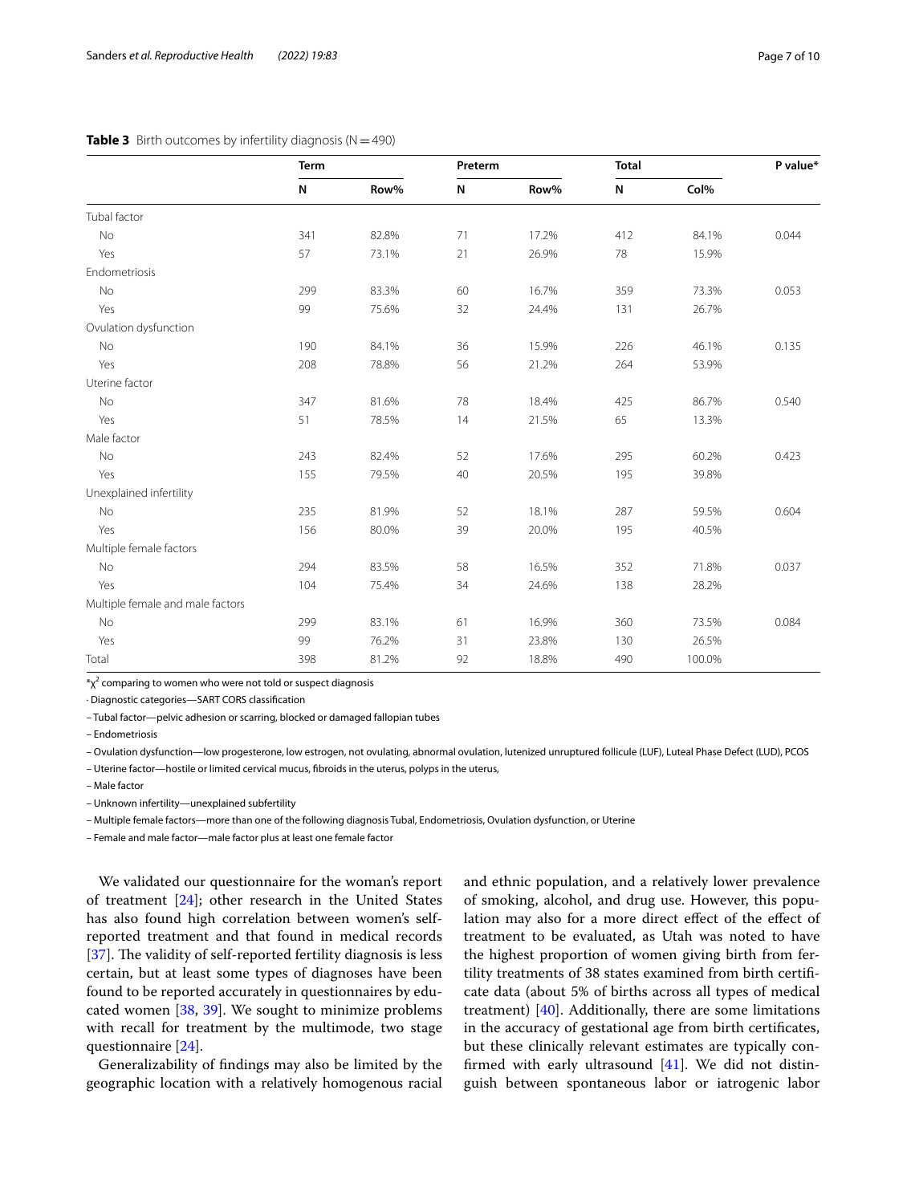**Table 3** Birth outcomes by infertility diagnosis (N = 490)

| | Term | | Preterm | | Total | | P value* |
|---|---|---|---|---|---|---|---|
| | N | Row% | N | Row% | N | Col% | |
| Tubal factor | | | | | | | |
| No | 341 | 82.8% | 71 | 17.2% | 412 | 84.1% | 0.044 |
| Yes | 57 | 73.1% | 21 | 26.9% | 78 | 15.9% | |
| Endometriosis | | | | | | | |
| No | 299 | 83.3% | 60 | 16.7% | 359 | 73.3% | 0.053 |
| Yes | 99 | 75.6% | 32 | 24.4% | 131 | 26.7% | |
| Ovulation dysfunction | | | | | | | |
| No | 190 | 84.1% | 36 | 15.9% | 226 | 46.1% | 0.135 |
| Yes | 208 | 78.8% | 56 | 21.2% | 264 | 53.9% | |
| Uterine factor | | | | | | | |
| No | 347 | 81.6% | 78 | 18.4% | 425 | 86.7% | 0.540 |
| Yes | 51 | 78.5% | 14 | 21.5% | 65 | 13.3% | |
| Male factor | | | | | | | |
| No | 243 | 82.4% | 52 | 17.6% | 295 | 60.2% | 0.423 |
| Yes | 155 | 79.5% | 40 | 20.5% | 195 | 39.8% | |
| Unexplained infertility | | | | | | | |
| No | 235 | 81.9% | 52 | 18.1% | 287 | 59.5% | 0.604 |
| Yes | 156 | 80.0% | 39 | 20.0% | 195 | 40.5% | |
| Multiple female factors | | | | | | | |
| No | 294 | 83.5% | 58 | 16.5% | 352 | 71.8% | 0.037 |
| Yes | 104 | 75.4% | 34 | 24.6% | 138 | 28.2% | |
| Multiple female and male factors | | | | | | | |
| No | 299 | 83.1% | 61 | 16.9% | 360 | 73.5% | 0.084 |
| Yes | 99 | 76.2% | 31 | 23.8% | 130 | 26.5% | |
| Total | 398 | 81.2% | 92 | 18.8% | 490 | 100.0% | |

*$\chi^2$ comparing to women who were not told or suspect diagnosis

· Diagnostic categories—SART CORS classification

– Tubal factor—pelvic adhesion or scarring, blocked or damaged fallopian tubes

– Endometriosis

– Ovulation dysfunction—low progesterone, low estrogen, not ovulating, abnormal ovulation, lutenized unruptured follicle (LUF), Luteal Phase Defect (LUD), PCOS

– Uterine factor—hostile or limited cervical mucus, fibroids in the uterus, polyps in the uterus,

– Male factor

– Unknown infertility—unexplained subfertility

– Multiple female factors—more than one of the following diagnosis Tubal, Endometriosis, Ovulation dysfunction, or Uterine

– Female and male factor—male factor plus at least one female factor

We validated our questionnaire for the woman's report of treatment [24]; other research in the United States has also found high correlation between women's self-reported treatment and that found in medical records [37]. The validity of self-reported fertility diagnosis is less certain, but at least some types of diagnoses have been found to be reported accurately in questionnaires by educated women [38, 39]. We sought to minimize problems with recall for treatment by the multimode, two stage questionnaire [24].

Generalizability of findings may also be limited by the geographic location with a relatively homogenous racial and ethnic population, and a relatively lower prevalence of smoking, alcohol, and drug use. However, this population may also for a more direct effect of the effect of treatment to be evaluated, as Utah was noted to have the highest proportion of women giving birth from fertility treatments of 38 states examined from birth certificate data (about 5% of births across all types of medical treatment) [40]. Additionally, there are some limitations in the accuracy of gestational age from birth certificates, but these clinically relevant estimates are typically confirmed with early ultrasound [41]. We did not distinguish between spontaneous labor or iatrogenic labor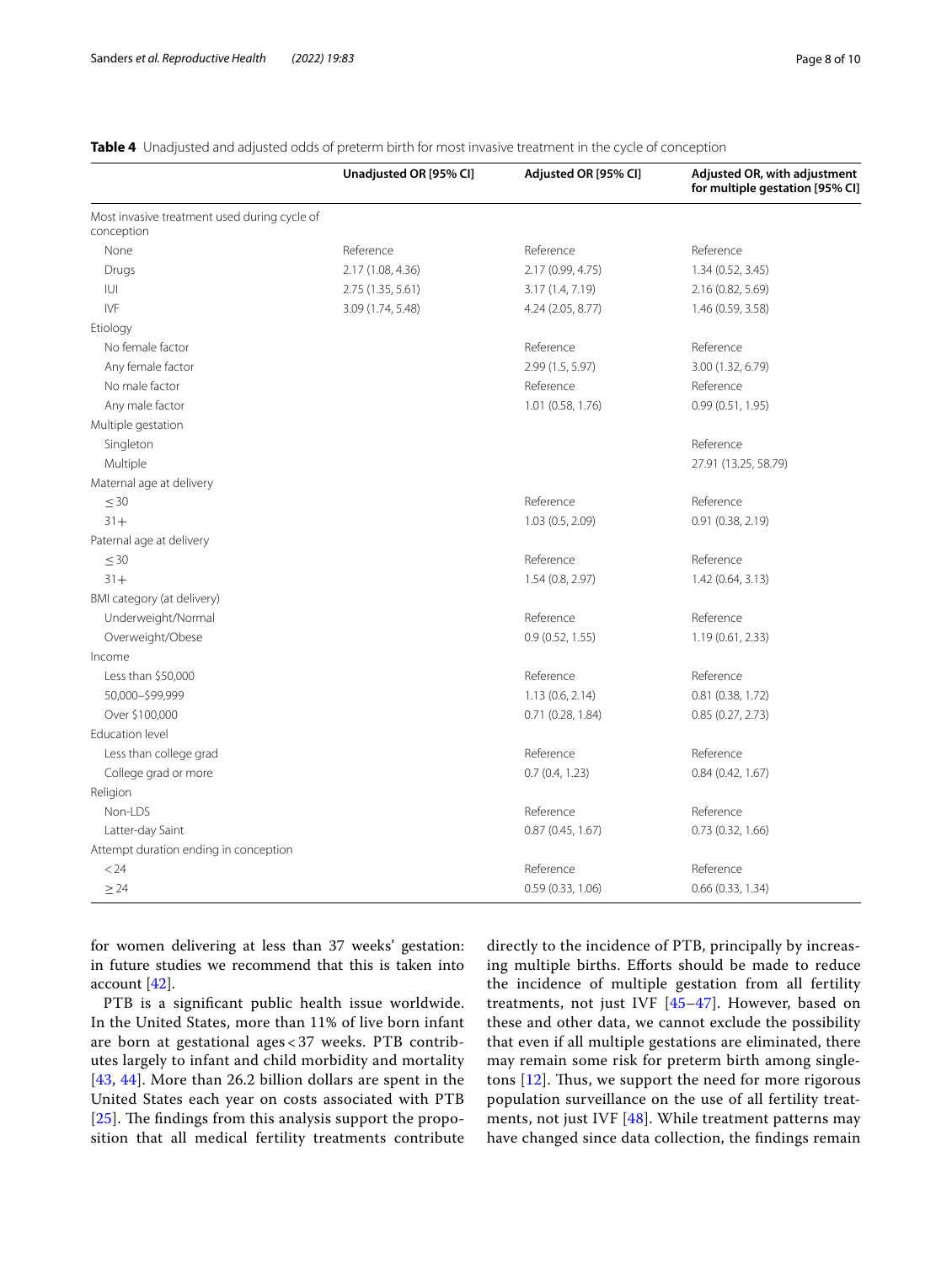**Table 4** Unadjusted and adjusted odds of preterm birth for most invasive treatment in the cycle of conception

| | Unadjusted OR [95% CI] | Adjusted OR [95% CI] | Adjusted OR, with adjustment for multiple gestation [95% CI] |
|---|---|---|---|
| Most invasive treatment used during cycle of conception | | | |
| None | Reference | Reference | Reference |
| Drugs | 2.17 (1.08, 4.36) | 2.17 (0.99, 4.75) | 1.34 (0.52, 3.45) |
| IUI | 2.75 (1.35, 5.61) | 3.17 (1.4, 7.19) | 2.16 (0.82, 5.69) |
| IVF | 3.09 (1.74, 5.48) | 4.24 (2.05, 8.77) | 1.46 (0.59, 3.58) |
| Etiology | | | |
| No female factor | | Reference | Reference |
| Any female factor | | 2.99 (1.5, 5.97) | 3.00 (1.32, 6.79) |
| No male factor | | Reference | Reference |
| Any male factor | | 1.01 (0.58, 1.76) | 0.99 (0.51, 1.95) |
| Multiple gestation | | | |
| Singleton | | | Reference |
| Multiple | | | 27.91 (13.25, 58.79) |
| Maternal age at delivery | | | |
| ≤ 30 | | Reference | Reference |
| 31+ | | 1.03 (0.5, 2.09) | 0.91 (0.38, 2.19) |
| Paternal age at delivery | | | |
| ≤ 30 | | Reference | Reference |
| 31+ | | 1.54 (0.8, 2.97) | 1.42 (0.64, 3.13) |
| BMI category (at delivery) | | | |
| Underweight/Normal | | Reference | Reference |
| Overweight/Obese | | 0.9 (0.52, 1.55) | 1.19 (0.61, 2.33) |
| Income | | | |
| Less than $50,000 | | Reference | Reference |
| 50,000–$99,999 | | 1.13 (0.6, 2.14) | 0.81 (0.38, 1.72) |
| Over $100,000 | | 0.71 (0.28, 1.84) | 0.85 (0.27, 2.73) |
| Education level | | | |
| Less than college grad | | Reference | Reference |
| College grad or more | | 0.7 (0.4, 1.23) | 0.84 (0.42, 1.67) |
| Religion | | | |
| Non-LDS | | Reference | Reference |
| Latter-day Saint | | 0.87 (0.45, 1.67) | 0.73 (0.32, 1.66) |
| Attempt duration ending in conception | | | |
| < 24 | | Reference | Reference |
| ≥ 24 | | 0.59 (0.33, 1.06) | 0.66 (0.33, 1.34) |

for women delivering at less than 37 weeks' gestation: in future studies we recommend that this is taken into account [42].

PTB is a significant public health issue worldwide. In the United States, more than 11% of live born infant are born at gestational ages < 37 weeks. PTB contributes largely to infant and child morbidity and mortality [43, 44]. More than 26.2 billion dollars are spent in the United States each year on costs associated with PTB [25]. The findings from this analysis support the proposition that all medical fertility treatments contribute directly to the incidence of PTB, principally by increasing multiple births. Efforts should be made to reduce the incidence of multiple gestation from all fertility treatments, not just IVF [45–47]. However, based on these and other data, we cannot exclude the possibility that even if all multiple gestations are eliminated, there may remain some risk for preterm birth among singletons [12]. Thus, we support the need for more rigorous population surveillance on the use of all fertility treatments, not just IVF [48]. While treatment patterns may have changed since data collection, the findings remain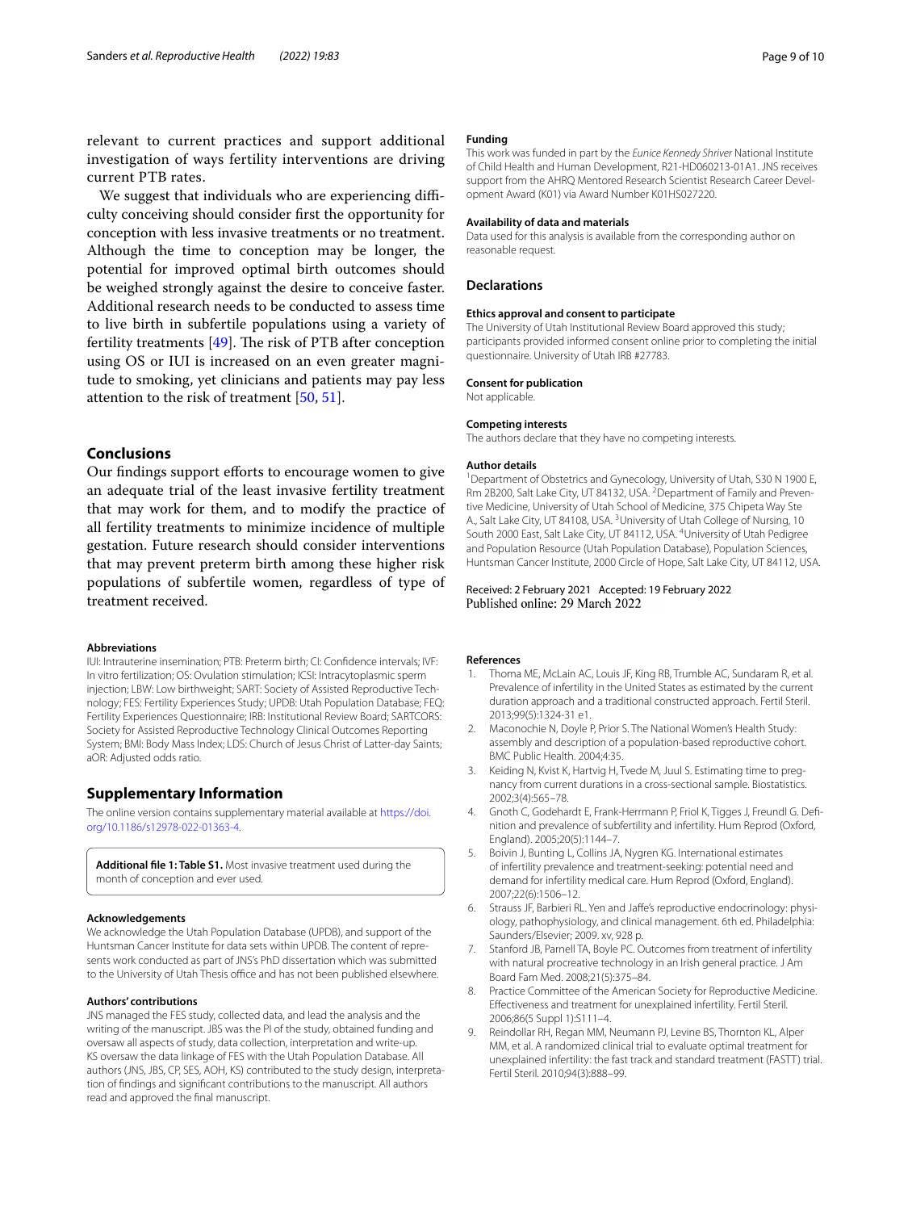relevant to current practices and support additional investigation of ways fertility interventions are driving current PTB rates.

We suggest that individuals who are experiencing difficulty conceiving should consider first the opportunity for conception with less invasive treatments or no treatment. Although the time to conception may be longer, the potential for improved optimal birth outcomes should be weighed strongly against the desire to conceive faster. Additional research needs to be conducted to assess time to live birth in subfertile populations using a variety of fertility treatments [49]. The risk of PTB after conception using OS or IUI is increased on an even greater magnitude to smoking, yet clinicians and patients may pay less attention to the risk of treatment [50, 51].

## Conclusions

Our findings support efforts to encourage women to give an adequate trial of the least invasive fertility treatment that may work for them, and to modify the practice of all fertility treatments to minimize incidence of multiple gestation. Future research should consider interventions that may prevent preterm birth among these higher risk populations of subfertile women, regardless of type of treatment received.

#### Abbreviations

IUI: Intrauterine insemination; PTB: Preterm birth; CI: Confidence intervals; IVF: In vitro fertilization; OS: Ovulation stimulation; ICSI: Intracytoplasmic sperm injection; LBW: Low birthweight; SART: Society of Assisted Reproductive Technology; FES: Fertility Experiences Study; UPDB: Utah Population Database; FEQ: Fertility Experiences Questionnaire; IRB: Institutional Review Board; SARTCORS: Society for Assisted Reproductive Technology Clinical Outcomes Reporting System; BMI: Body Mass Index; LDS: Church of Jesus Christ of Latter-day Saints; aOR: Adjusted odds ratio.

## Supplementary Information

The online version contains supplementary material available at https://doi.org/10.1186/s12978-022-01363-4.

**Additional file 1: Table S1.** Most invasive treatment used during the month of conception and ever used.

#### Acknowledgements

We acknowledge the Utah Population Database (UPDB), and support of the Huntsman Cancer Institute for data sets within UPDB. The content of represents work conducted as part of JNS's PhD dissertation which was submitted to the University of Utah Thesis office and has not been published elsewhere.

#### Authors' contributions

JNS managed the FES study, collected data, and lead the analysis and the writing of the manuscript. JBS was the PI of the study, obtained funding and oversaw all aspects of study, data collection, interpretation and write-up. KS oversaw the data linkage of FES with the Utah Population Database. All authors (JNS, JBS, CP, SES, AOH, KS) contributed to the study design, interpretation of findings and significant contributions to the manuscript. All authors read and approved the final manuscript.

#### Funding

This work was funded in part by the *Eunice Kennedy Shriver* National Institute of Child Health and Human Development, R21-HD060213-01A1. JNS receives support from the AHRQ Mentored Research Scientist Research Career Development Award (K01) via Award Number K01HS027220.

#### Availability of data and materials

Data used for this analysis is available from the corresponding author on reasonable request.

## Declarations

#### Ethics approval and consent to participate

The University of Utah Institutional Review Board approved this study; participants provided informed consent online prior to completing the initial questionnaire. University of Utah IRB #27783.

#### Consent for publication

Not applicable.

#### Competing interests

The authors declare that they have no competing interests.

#### Author details

[1]Department of Obstetrics and Gynecology, University of Utah, S30 N 1900 E, Rm 2B200, Salt Lake City, UT 84132, USA. [2]Department of Family and Preventive Medicine, University of Utah School of Medicine, 375 Chipeta Way Ste A., Salt Lake City, UT 84108, USA. [3]University of Utah College of Nursing, 10 South 2000 East, Salt Lake City, UT 84112, USA. [4]University of Utah Pedigree and Population Resource (Utah Population Database), Population Sciences, Huntsman Cancer Institute, 2000 Circle of Hope, Salt Lake City, UT 84112, USA.

Received: 2 February 2021 Accepted: 19 February 2022
Published online: 29 March 2022

#### References

1. Thoma ME, McLain AC, Louis JF, King RB, Trumble AC, Sundaram R, et al. Prevalence of infertility in the United States as estimated by the current duration approach and a traditional constructed approach. Fertil Steril. 2013;99(5):1324-31 e1.
2. Maconochie N, Doyle P, Prior S. The National Women's Health Study: assembly and description of a population-based reproductive cohort. BMC Public Health. 2004;4:35.
3. Keiding N, Kvist K, Hartvig H, Tvede M, Juul S. Estimating time to pregnancy from current durations in a cross-sectional sample. Biostatistics. 2002;3(4):565–78.
4. Gnoth C, Godehardt E, Frank-Herrmann P, Friol K, Tigges J, Freundl G. Definition and prevalence of subfertility and infertility. Hum Reprod (Oxford, England). 2005;20(5):1144–7.
5. Boivin J, Bunting L, Collins JA, Nygren KG. International estimates of infertility prevalence and treatment-seeking: potential need and demand for infertility medical care. Hum Reprod (Oxford, England). 2007;22(6):1506–12.
6. Strauss JF, Barbieri RL. Yen and Jaffe's reproductive endocrinology: physiology, pathophysiology, and clinical management. 6th ed. Philadelphia: Saunders/Elsevier; 2009. xv, 928 p.
7. Stanford JB, Parnell TA, Boyle PC. Outcomes from treatment of infertility with natural procreative technology in an Irish general practice. J Am Board Fam Med. 2008;21(5):375–84.
8. Practice Committee of the American Society for Reproductive Medicine. Effectiveness and treatment for unexplained infertility. Fertil Steril. 2006;86(5 Suppl 1):S111–4.
9. Reindollar RH, Regan MM, Neumann PJ, Levine BS, Thornton KL, Alper MM, et al. A randomized clinical trial to evaluate optimal treatment for unexplained infertility: the fast track and standard treatment (FASTT) trial. Fertil Steril. 2010;94(3):888–99.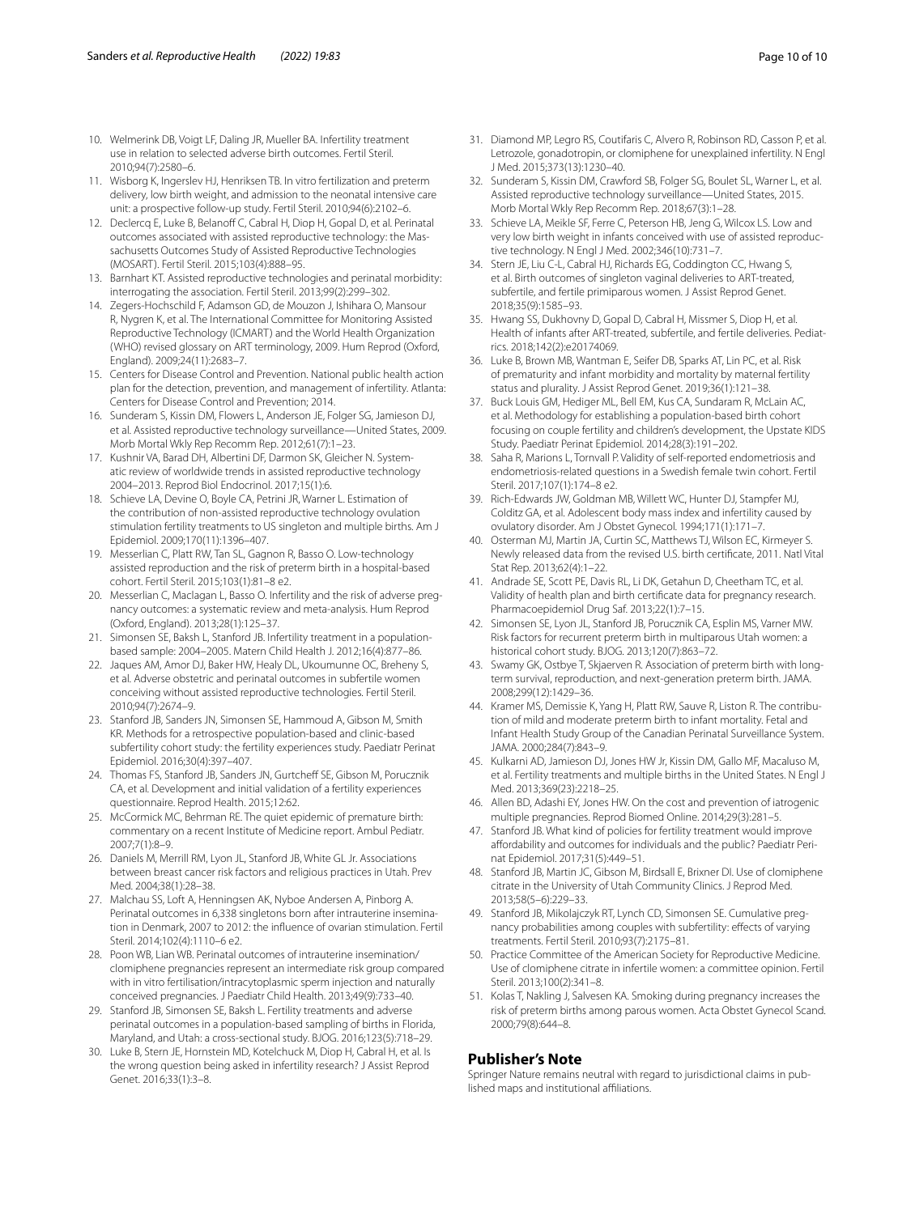10. Welmerink DB, Voigt LF, Daling JR, Mueller BA. Infertility treatment use in relation to selected adverse birth outcomes. Fertil Steril. 2010;94(7):2580–6.
11. Wisborg K, Ingerslev HJ, Henriksen TB. In vitro fertilization and preterm delivery, low birth weight, and admission to the neonatal intensive care unit: a prospective follow-up study. Fertil Steril. 2010;94(6):2102–6.
12. Declercq E, Luke B, Belanoff C, Cabral H, Diop H, Gopal D, et al. Perinatal outcomes associated with assisted reproductive technology: the Massachusetts Outcomes Study of Assisted Reproductive Technologies (MOSART). Fertil Steril. 2015;103(4):888–95.
13. Barnhart KT. Assisted reproductive technologies and perinatal morbidity: interrogating the association. Fertil Steril. 2013;99(2):299–302.
14. Zegers-Hochschild F, Adamson GD, de Mouzon J, Ishihara O, Mansour R, Nygren K, et al. The International Committee for Monitoring Assisted Reproductive Technology (ICMART) and the World Health Organization (WHO) revised glossary on ART terminology, 2009. Hum Reprod (Oxford, England). 2009;24(11):2683–7.
15. Centers for Disease Control and Prevention. National public health action plan for the detection, prevention, and management of infertility. Atlanta: Centers for Disease Control and Prevention; 2014.
16. Sunderam S, Kissin DM, Flowers L, Anderson JE, Folger SG, Jamieson DJ, et al. Assisted reproductive technology surveillance—United States, 2009. Morb Mortal Wkly Rep Recomm Rep. 2012;61(7):1–23.
17. Kushnir VA, Barad DH, Albertini DF, Darmon SK, Gleicher N. Systematic review of worldwide trends in assisted reproductive technology 2004–2013. Reprod Biol Endocrinol. 2017;15(1):6.
18. Schieve LA, Devine O, Boyle CA, Petrini JR, Warner L. Estimation of the contribution of non-assisted reproductive technology ovulation stimulation fertility treatments to US singleton and multiple births. Am J Epidemiol. 2009;170(11):1396–407.
19. Messerlian C, Platt RW, Tan SL, Gagnon R, Basso O. Low-technology assisted reproduction and the risk of preterm birth in a hospital-based cohort. Fertil Steril. 2015;103(1):81–8 e2.
20. Messerlian C, Maclagan L, Basso O. Infertility and the risk of adverse pregnancy outcomes: a systematic review and meta-analysis. Hum Reprod (Oxford, England). 2013;28(1):125–37.
21. Simonsen SE, Baksh L, Stanford JB. Infertility treatment in a population-based sample: 2004–2005. Matern Child Health J. 2012;16(4):877–86.
22. Jaques AM, Amor DJ, Baker HW, Healy DL, Ukoumunne OC, Breheny S, et al. Adverse obstetric and perinatal outcomes in subfertile women conceiving without assisted reproductive technologies. Fertil Steril. 2010;94(7):2674–9.
23. Stanford JB, Sanders JN, Simonsen SE, Hammoud A, Gibson M, Smith KR. Methods for a retrospective population-based and clinic-based subfertility cohort study: the fertility experiences study. Paediatr Perinat Epidemiol. 2016;30(4):397–407.
24. Thomas FS, Stanford JB, Sanders JN, Gurtcheff SE, Gibson M, Porucznik CA, et al. Development and initial validation of a fertility experiences questionnaire. Reprod Health. 2015;12:62.
25. McCormick MC, Behrman RE. The quiet epidemic of premature birth: commentary on a recent Institute of Medicine report. Ambul Pediatr. 2007;7(1):8–9.
26. Daniels M, Merrill RM, Lyon JL, Stanford JB, White GL Jr. Associations between breast cancer risk factors and religious practices in Utah. Prev Med. 2004;38(1):28–38.
27. Malchau SS, Loft A, Henningsen AK, Nyboe Andersen A, Pinborg A. Perinatal outcomes in 6,338 singletons born after intrauterine insemination in Denmark, 2007 to 2012: the influence of ovarian stimulation. Fertil Steril. 2014;102(4):1110–6 e2.
28. Poon WB, Lian WB. Perinatal outcomes of intrauterine insemination/clomiphene pregnancies represent an intermediate risk group compared with in vitro fertilisation/intracytoplasmic sperm injection and naturally conceived pregnancies. J Paediatr Child Health. 2013;49(9):733–40.
29. Stanford JB, Simonsen SE, Baksh L. Fertility treatments and adverse perinatal outcomes in a population-based sampling of births in Florida, Maryland, and Utah: a cross-sectional study. BJOG. 2016;123(5):718–29.
30. Luke B, Stern JE, Hornstein MD, Kotelchuck M, Diop H, Cabral H, et al. Is the wrong question being asked in infertility research? J Assist Reprod Genet. 2016;33(1):3–8.
31. Diamond MP, Legro RS, Coutifaris C, Alvero R, Robinson RD, Casson P, et al. Letrozole, gonadotropin, or clomiphene for unexplained infertility. N Engl J Med. 2015;373(13):1230–40.
32. Sunderam S, Kissin DM, Crawford SB, Folger SG, Boulet SL, Warner L, et al. Assisted reproductive technology surveillance—United States, 2015. Morb Mortal Wkly Rep Recomm Rep. 2018;67(3):1–28.
33. Schieve LA, Meikle SF, Ferre C, Peterson HB, Jeng G, Wilcox LS. Low and very low birth weight in infants conceived with use of assisted reproductive technology. N Engl J Med. 2002;346(10):731–7.
34. Stern JE, Liu C-L, Cabral HJ, Richards EG, Coddington CC, Hwang S, et al. Birth outcomes of singleton vaginal deliveries to ART-treated, subfertile, and fertile primiparous women. J Assist Reprod Genet. 2018;35(9):1585–93.
35. Hwang SS, Dukhovny D, Gopal D, Cabral H, Missmer S, Diop H, et al. Health of infants after ART-treated, subfertile, and fertile deliveries. Pediatrics. 2018;142(2):e20174069.
36. Luke B, Brown MB, Wantman E, Seifer DB, Sparks AT, Lin PC, et al. Risk of prematurity and infant morbidity and mortality by maternal fertility status and plurality. J Assist Reprod Genet. 2019;36(1):121–38.
37. Buck Louis GM, Hediger ML, Bell EM, Kus CA, Sundaram R, McLain AC, et al. Methodology for establishing a population-based birth cohort focusing on couple fertility and children's development, the Upstate KIDS Study. Paediatr Perinat Epidemiol. 2014;28(3):191–202.
38. Saha R, Marions L, Tornvall P. Validity of self-reported endometriosis and endometriosis-related questions in a Swedish female twin cohort. Fertil Steril. 2017;107(1):174–8 e2.
39. Rich-Edwards JW, Goldman MB, Willett WC, Hunter DJ, Stampfer MJ, Colditz GA, et al. Adolescent body mass index and infertility caused by ovulatory disorder. Am J Obstet Gynecol. 1994;171(1):171–7.
40. Osterman MJ, Martin JA, Curtin SC, Matthews TJ, Wilson EC, Kirmeyer S. Newly released data from the revised U.S. birth certificate, 2011. Natl Vital Stat Rep. 2013;62(4):1–22.
41. Andrade SE, Scott PE, Davis RL, Li DK, Getahun D, Cheetham TC, et al. Validity of health plan and birth certificate data for pregnancy research. Pharmacoepidemiol Drug Saf. 2013;22(1):7–15.
42. Simonsen SE, Lyon JL, Stanford JB, Porucznik CA, Esplin MS, Varner MW. Risk factors for recurrent preterm birth in multiparous Utah women: a historical cohort study. BJOG. 2013;120(7):863–72.
43. Swamy GK, Ostbye T, Skjaerven R. Association of preterm birth with long-term survival, reproduction, and next-generation preterm birth. JAMA. 2008;299(12):1429–36.
44. Kramer MS, Demissie K, Yang H, Platt RW, Sauve R, Liston R. The contribution of mild and moderate preterm birth to infant mortality. Fetal and Infant Health Study Group of the Canadian Perinatal Surveillance System. JAMA. 2000;284(7):843–9.
45. Kulkarni AD, Jamieson DJ, Jones HW Jr, Kissin DM, Gallo MF, Macaluso M, et al. Fertility treatments and multiple births in the United States. N Engl J Med. 2013;369(23):2218–25.
46. Allen BD, Adashi EY, Jones HW. On the cost and prevention of iatrogenic multiple pregnancies. Reprod Biomed Online. 2014;29(3):281–5.
47. Stanford JB. What kind of policies for fertility treatment would improve affordability and outcomes for individuals and the public? Paediatr Perinat Epidemiol. 2017;31(5):449–51.
48. Stanford JB, Martin JC, Gibson M, Birdsall E, Brixner DI. Use of clomiphene citrate in the University of Utah Community Clinics. J Reprod Med. 2013;58(5–6):229–33.
49. Stanford JB, Mikolajczyk RT, Lynch CD, Simonsen SE. Cumulative pregnancy probabilities among couples with subfertility: effects of varying treatments. Fertil Steril. 2010;93(7):2175–81.
50. Practice Committee of the American Society for Reproductive Medicine. Use of clomiphene citrate in infertile women: a committee opinion. Fertil Steril. 2013;100(2):341–8.
51. Kolas T, Nakling J, Salvesen KA. Smoking during pregnancy increases the risk of preterm births among parous women. Acta Obstet Gynecol Scand. 2000;79(8):644–8.

## Publisher's Note

Springer Nature remains neutral with regard to jurisdictional claims in published maps and institutional affiliations.